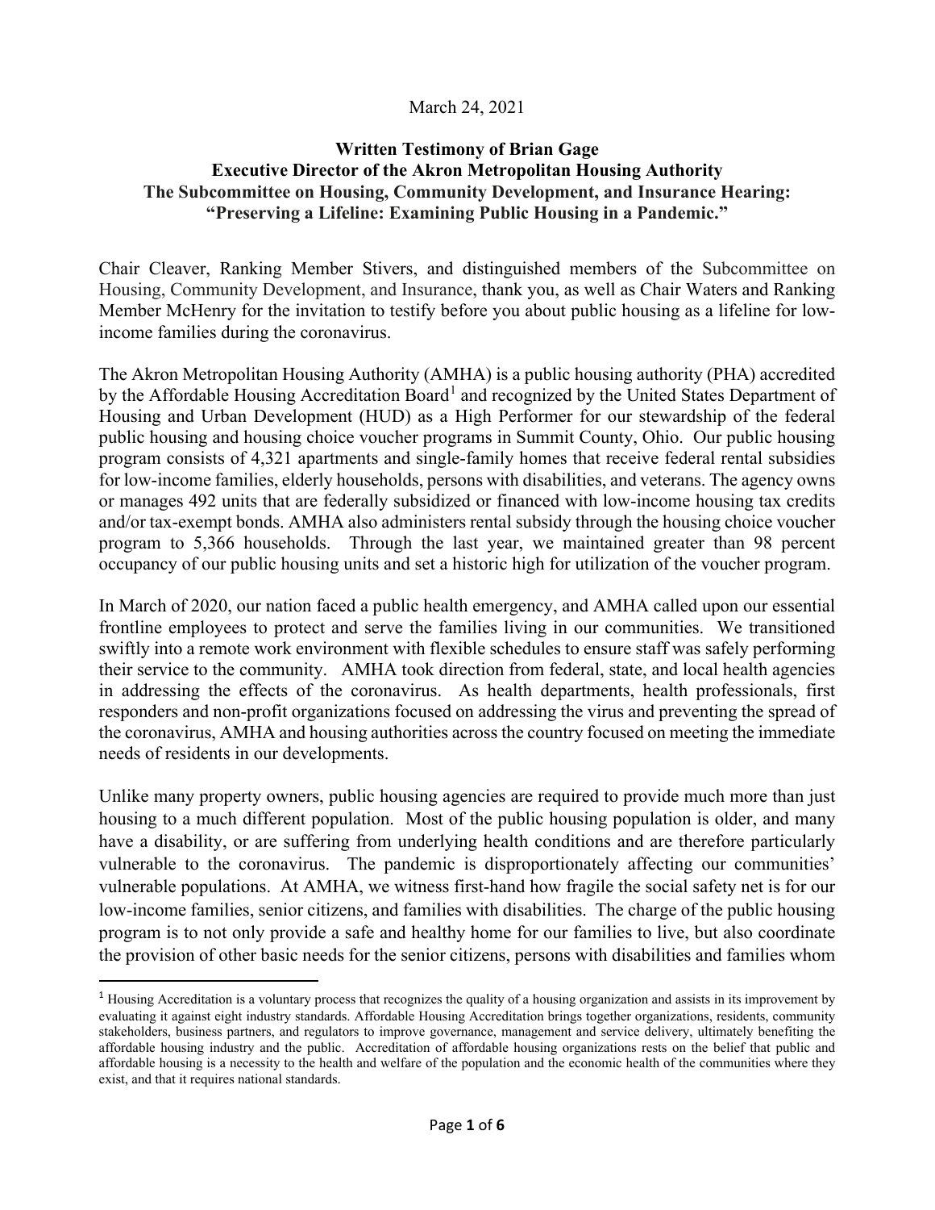March 24, 2021

**Written Testimony of Brian Gage**
**Executive Director of the Akron Metropolitan Housing Authority**
**The Subcommittee on Housing, Community Development, and Insurance Hearing:**
**"Preserving a Lifeline: Examining Public Housing in a Pandemic."**

Chair Cleaver, Ranking Member Stivers, and distinguished members of the Subcommittee on Housing, Community Development, and Insurance, thank you, as well as Chair Waters and Ranking Member McHenry for the invitation to testify before you about public housing as a lifeline for low-income families during the coronavirus.

The Akron Metropolitan Housing Authority (AMHA) is a public housing authority (PHA) accredited by the Affordable Housing Accreditation Board[1] and recognized by the United States Department of Housing and Urban Development (HUD) as a High Performer for our stewardship of the federal public housing and housing choice voucher programs in Summit County, Ohio. Our public housing program consists of 4,321 apartments and single-family homes that receive federal rental subsidies for low-income families, elderly households, persons with disabilities, and veterans. The agency owns or manages 492 units that are federally subsidized or financed with low-income housing tax credits and/or tax-exempt bonds. AMHA also administers rental subsidy through the housing choice voucher program to 5,366 households. Through the last year, we maintained greater than 98 percent occupancy of our public housing units and set a historic high for utilization of the voucher program.

In March of 2020, our nation faced a public health emergency, and AMHA called upon our essential frontline employees to protect and serve the families living in our communities. We transitioned swiftly into a remote work environment with flexible schedules to ensure staff was safely performing their service to the community. AMHA took direction from federal, state, and local health agencies in addressing the effects of the coronavirus. As health departments, health professionals, first responders and non-profit organizations focused on addressing the virus and preventing the spread of the coronavirus, AMHA and housing authorities across the country focused on meeting the immediate needs of residents in our developments.

Unlike many property owners, public housing agencies are required to provide much more than just housing to a much different population. Most of the public housing population is older, and many have a disability, or are suffering from underlying health conditions and are therefore particularly vulnerable to the coronavirus. The pandemic is disproportionately affecting our communities' vulnerable populations. At AMHA, we witness first-hand how fragile the social safety net is for our low-income families, senior citizens, and families with disabilities. The charge of the public housing program is to not only provide a safe and healthy home for our families to live, but also coordinate the provision of other basic needs for the senior citizens, persons with disabilities and families whom

[1] Housing Accreditation is a voluntary process that recognizes the quality of a housing organization and assists in its improvement by evaluating it against eight industry standards. Affordable Housing Accreditation brings together organizations, residents, community stakeholders, business partners, and regulators to improve governance, management and service delivery, ultimately benefiting the affordable housing industry and the public. Accreditation of affordable housing organizations rests on the belief that public and affordable housing is a necessity to the health and welfare of the population and the economic health of the communities where they exist, and that it requires national standards.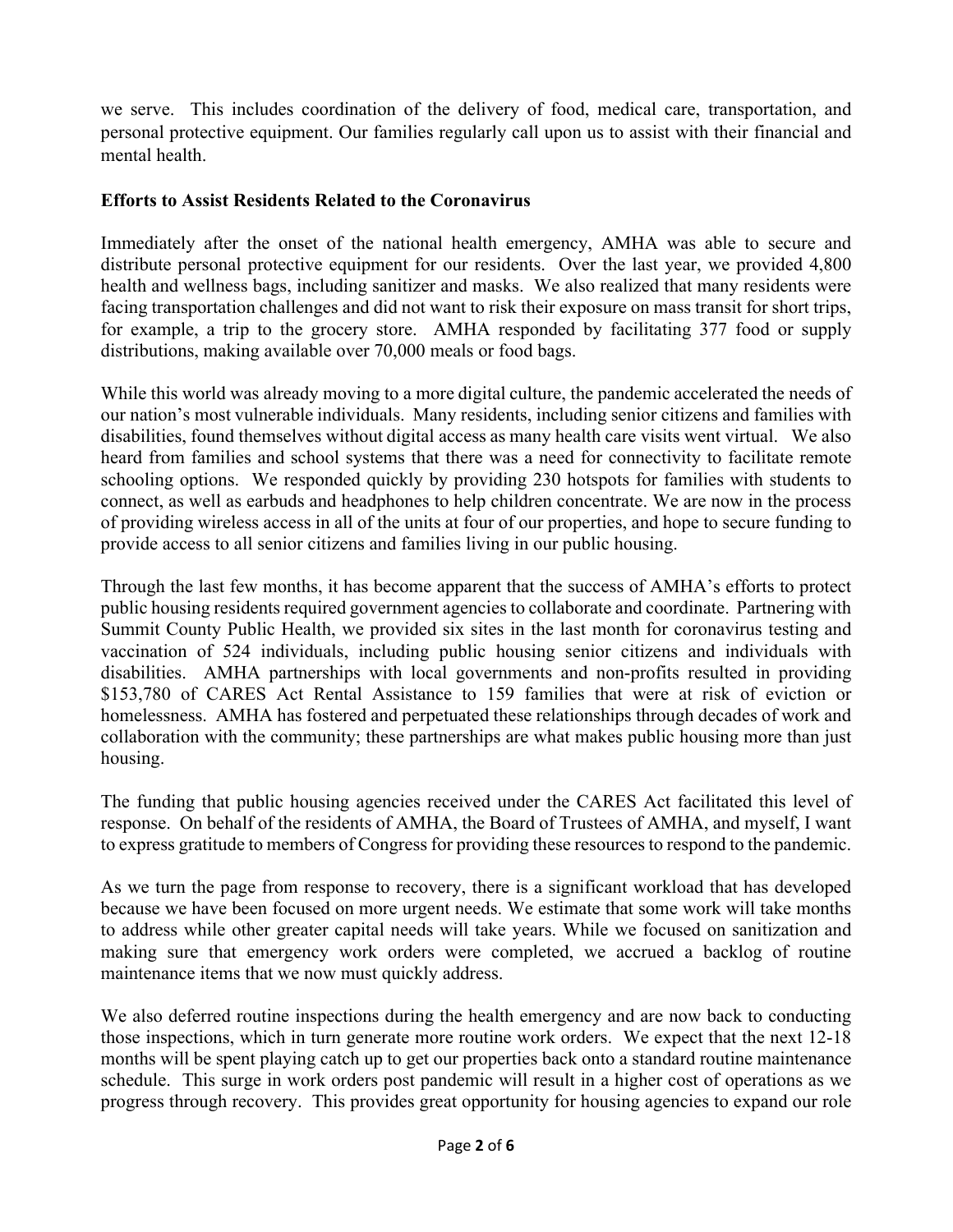we serve. This includes coordination of the delivery of food, medical care, transportation, and personal protective equipment. Our families regularly call upon us to assist with their financial and mental health.

**Efforts to Assist Residents Related to the Coronavirus**

Immediately after the onset of the national health emergency, AMHA was able to secure and distribute personal protective equipment for our residents. Over the last year, we provided 4,800 health and wellness bags, including sanitizer and masks. We also realized that many residents were facing transportation challenges and did not want to risk their exposure on mass transit for short trips, for example, a trip to the grocery store. AMHA responded by facilitating 377 food or supply distributions, making available over 70,000 meals or food bags.

While this world was already moving to a more digital culture, the pandemic accelerated the needs of our nation's most vulnerable individuals. Many residents, including senior citizens and families with disabilities, found themselves without digital access as many health care visits went virtual. We also heard from families and school systems that there was a need for connectivity to facilitate remote schooling options. We responded quickly by providing 230 hotspots for families with students to connect, as well as earbuds and headphones to help children concentrate. We are now in the process of providing wireless access in all of the units at four of our properties, and hope to secure funding to provide access to all senior citizens and families living in our public housing.

Through the last few months, it has become apparent that the success of AMHA's efforts to protect public housing residents required government agencies to collaborate and coordinate. Partnering with Summit County Public Health, we provided six sites in the last month for coronavirus testing and vaccination of 524 individuals, including public housing senior citizens and individuals with disabilities. AMHA partnerships with local governments and non-profits resulted in providing $153,780 of CARES Act Rental Assistance to 159 families that were at risk of eviction or homelessness. AMHA has fostered and perpetuated these relationships through decades of work and collaboration with the community; these partnerships are what makes public housing more than just housing.

The funding that public housing agencies received under the CARES Act facilitated this level of response. On behalf of the residents of AMHA, the Board of Trustees of AMHA, and myself, I want to express gratitude to members of Congress for providing these resources to respond to the pandemic.

As we turn the page from response to recovery, there is a significant workload that has developed because we have been focused on more urgent needs. We estimate that some work will take months to address while other greater capital needs will take years. While we focused on sanitization and making sure that emergency work orders were completed, we accrued a backlog of routine maintenance items that we now must quickly address.

We also deferred routine inspections during the health emergency and are now back to conducting those inspections, which in turn generate more routine work orders. We expect that the next 12-18 months will be spent playing catch up to get our properties back onto a standard routine maintenance schedule. This surge in work orders post pandemic will result in a higher cost of operations as we progress through recovery. This provides great opportunity for housing agencies to expand our role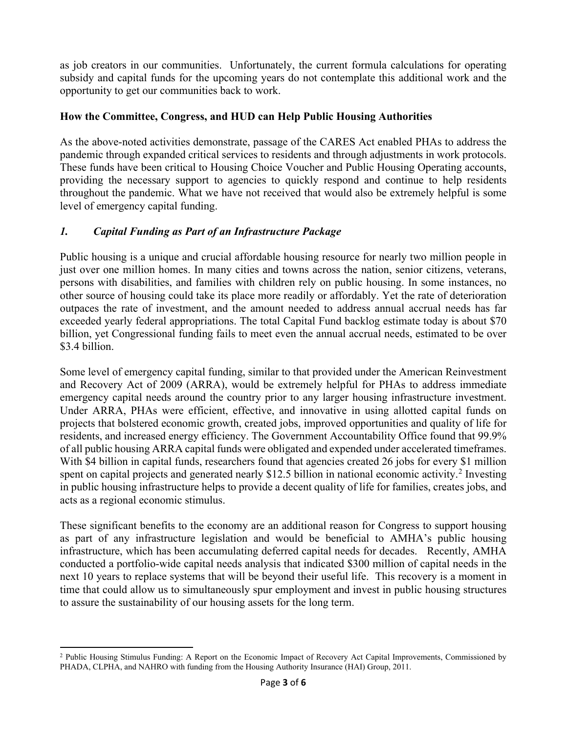as job creators in our communities. Unfortunately, the current formula calculations for operating subsidy and capital funds for the upcoming years do not contemplate this additional work and the opportunity to get our communities back to work.

**How the Committee, Congress, and HUD can Help Public Housing Authorities**

As the above-noted activities demonstrate, passage of the CARES Act enabled PHAs to address the pandemic through expanded critical services to residents and through adjustments in work protocols. These funds have been critical to Housing Choice Voucher and Public Housing Operating accounts, providing the necessary support to agencies to quickly respond and continue to help residents throughout the pandemic. What we have not received that would also be extremely helpful is some level of emergency capital funding.

***1. Capital Funding as Part of an Infrastructure Package***

Public housing is a unique and crucial affordable housing resource for nearly two million people in just over one million homes. In many cities and towns across the nation, senior citizens, veterans, persons with disabilities, and families with children rely on public housing. In some instances, no other source of housing could take its place more readily or affordably. Yet the rate of deterioration outpaces the rate of investment, and the amount needed to address annual accrual needs has far exceeded yearly federal appropriations. The total Capital Fund backlog estimate today is about $70 billion, yet Congressional funding fails to meet even the annual accrual needs, estimated to be over $3.4 billion.

Some level of emergency capital funding, similar to that provided under the American Reinvestment and Recovery Act of 2009 (ARRA), would be extremely helpful for PHAs to address immediate emergency capital needs around the country prior to any larger housing infrastructure investment. Under ARRA, PHAs were efficient, effective, and innovative in using allotted capital funds on projects that bolstered economic growth, created jobs, improved opportunities and quality of life for residents, and increased energy efficiency. The Government Accountability Office found that 99.9% of all public housing ARRA capital funds were obligated and expended under accelerated timeframes. With $4 billion in capital funds, researchers found that agencies created 26 jobs for every $1 million spent on capital projects and generated nearly $12.5 billion in national economic activity.[2] Investing in public housing infrastructure helps to provide a decent quality of life for families, creates jobs, and acts as a regional economic stimulus.

These significant benefits to the economy are an additional reason for Congress to support housing as part of any infrastructure legislation and would be beneficial to AMHA's public housing infrastructure, which has been accumulating deferred capital needs for decades. Recently, AMHA conducted a portfolio-wide capital needs analysis that indicated $300 million of capital needs in the next 10 years to replace systems that will be beyond their useful life. This recovery is a moment in time that could allow us to simultaneously spur employment and invest in public housing structures to assure the sustainability of our housing assets for the long term.

---

[2] Public Housing Stimulus Funding: A Report on the Economic Impact of Recovery Act Capital Improvements, Commissioned by PHADA, CLPHA, and NAHRO with funding from the Housing Authority Insurance (HAI) Group, 2011.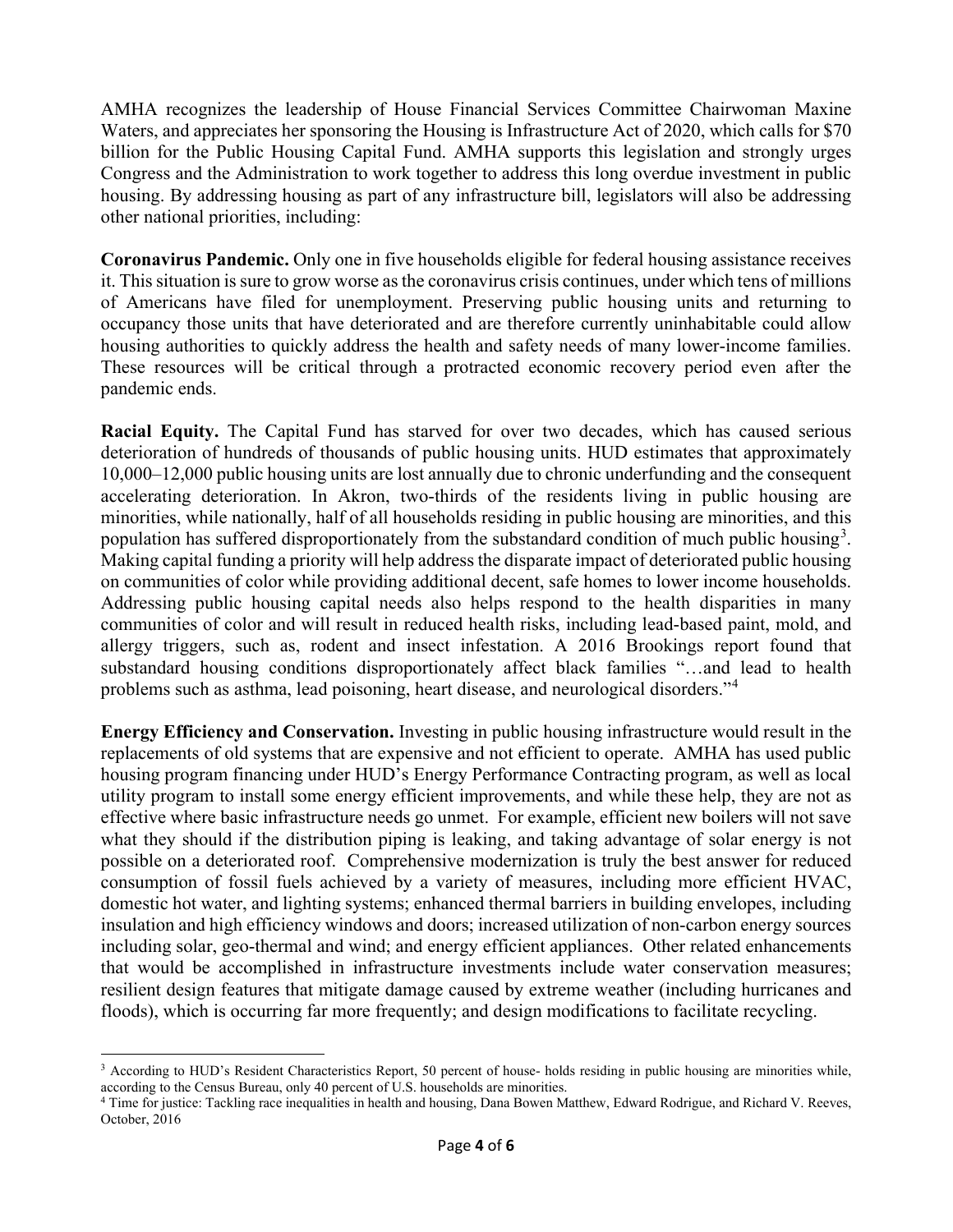AMHA recognizes the leadership of House Financial Services Committee Chairwoman Maxine Waters, and appreciates her sponsoring the Housing is Infrastructure Act of 2020, which calls for $70 billion for the Public Housing Capital Fund. AMHA supports this legislation and strongly urges Congress and the Administration to work together to address this long overdue investment in public housing. By addressing housing as part of any infrastructure bill, legislators will also be addressing other national priorities, including:

**Coronavirus Pandemic.** Only one in five households eligible for federal housing assistance receives it. This situation is sure to grow worse as the coronavirus crisis continues, under which tens of millions of Americans have filed for unemployment. Preserving public housing units and returning to occupancy those units that have deteriorated and are therefore currently uninhabitable could allow housing authorities to quickly address the health and safety needs of many lower-income families. These resources will be critical through a protracted economic recovery period even after the pandemic ends.

**Racial Equity.** The Capital Fund has starved for over two decades, which has caused serious deterioration of hundreds of thousands of public housing units. HUD estimates that approximately 10,000–12,000 public housing units are lost annually due to chronic underfunding and the consequent accelerating deterioration. In Akron, two-thirds of the residents living in public housing are minorities, while nationally, half of all households residing in public housing are minorities, and this population has suffered disproportionately from the substandard condition of much public housing[3]. Making capital funding a priority will help address the disparate impact of deteriorated public housing on communities of color while providing additional decent, safe homes to lower income households. Addressing public housing capital needs also helps respond to the health disparities in many communities of color and will result in reduced health risks, including lead-based paint, mold, and allergy triggers, such as, rodent and insect infestation. A 2016 Brookings report found that substandard housing conditions disproportionately affect black families "…and lead to health problems such as asthma, lead poisoning, heart disease, and neurological disorders."[4]

**Energy Efficiency and Conservation.** Investing in public housing infrastructure would result in the replacements of old systems that are expensive and not efficient to operate. AMHA has used public housing program financing under HUD's Energy Performance Contracting program, as well as local utility program to install some energy efficient improvements, and while these help, they are not as effective where basic infrastructure needs go unmet. For example, efficient new boilers will not save what they should if the distribution piping is leaking, and taking advantage of solar energy is not possible on a deteriorated roof. Comprehensive modernization is truly the best answer for reduced consumption of fossil fuels achieved by a variety of measures, including more efficient HVAC, domestic hot water, and lighting systems; enhanced thermal barriers in building envelopes, including insulation and high efficiency windows and doors; increased utilization of non-carbon energy sources including solar, geo-thermal and wind; and energy efficient appliances. Other related enhancements that would be accomplished in infrastructure investments include water conservation measures; resilient design features that mitigate damage caused by extreme weather (including hurricanes and floods), which is occurring far more frequently; and design modifications to facilitate recycling.

---

[3] According to HUD's Resident Characteristics Report, 50 percent of house- holds residing in public housing are minorities while, according to the Census Bureau, only 40 percent of U.S. households are minorities.

[4] Time for justice: Tackling race inequalities in health and housing, Dana Bowen Matthew, Edward Rodrigue, and Richard V. Reeves, October, 2016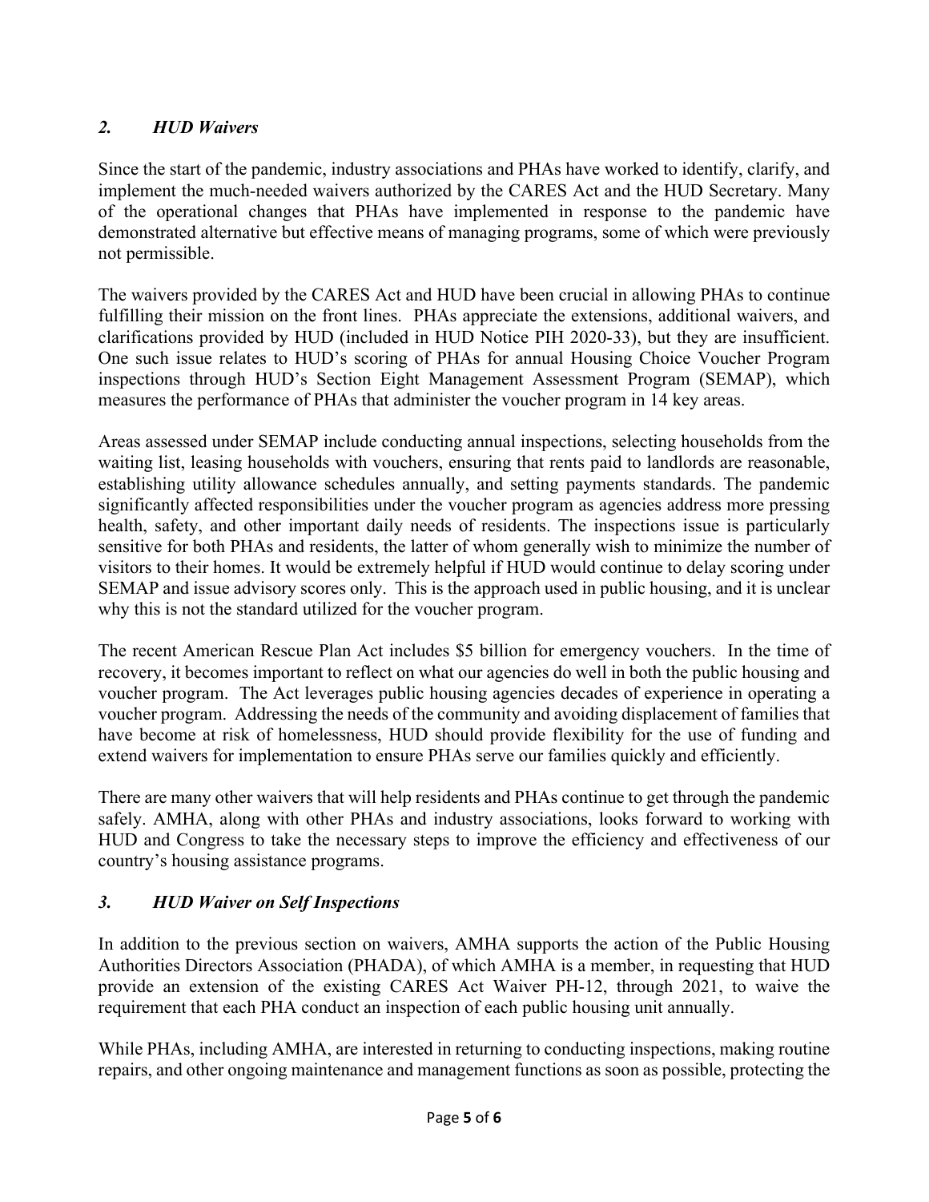## *2. HUD Waivers*

Since the start of the pandemic, industry associations and PHAs have worked to identify, clarify, and implement the much-needed waivers authorized by the CARES Act and the HUD Secretary. Many of the operational changes that PHAs have implemented in response to the pandemic have demonstrated alternative but effective means of managing programs, some of which were previously not permissible.

The waivers provided by the CARES Act and HUD have been crucial in allowing PHAs to continue fulfilling their mission on the front lines. PHAs appreciate the extensions, additional waivers, and clarifications provided by HUD (included in HUD Notice PIH 2020-33), but they are insufficient. One such issue relates to HUD's scoring of PHAs for annual Housing Choice Voucher Program inspections through HUD's Section Eight Management Assessment Program (SEMAP), which measures the performance of PHAs that administer the voucher program in 14 key areas.

Areas assessed under SEMAP include conducting annual inspections, selecting households from the waiting list, leasing households with vouchers, ensuring that rents paid to landlords are reasonable, establishing utility allowance schedules annually, and setting payments standards. The pandemic significantly affected responsibilities under the voucher program as agencies address more pressing health, safety, and other important daily needs of residents. The inspections issue is particularly sensitive for both PHAs and residents, the latter of whom generally wish to minimize the number of visitors to their homes. It would be extremely helpful if HUD would continue to delay scoring under SEMAP and issue advisory scores only. This is the approach used in public housing, and it is unclear why this is not the standard utilized for the voucher program.

The recent American Rescue Plan Act includes $5 billion for emergency vouchers. In the time of recovery, it becomes important to reflect on what our agencies do well in both the public housing and voucher program. The Act leverages public housing agencies decades of experience in operating a voucher program. Addressing the needs of the community and avoiding displacement of families that have become at risk of homelessness, HUD should provide flexibility for the use of funding and extend waivers for implementation to ensure PHAs serve our families quickly and efficiently.

There are many other waivers that will help residents and PHAs continue to get through the pandemic safely. AMHA, along with other PHAs and industry associations, looks forward to working with HUD and Congress to take the necessary steps to improve the efficiency and effectiveness of our country's housing assistance programs.

## *3. HUD Waiver on Self Inspections*

In addition to the previous section on waivers, AMHA supports the action of the Public Housing Authorities Directors Association (PHADA), of which AMHA is a member, in requesting that HUD provide an extension of the existing CARES Act Waiver PH-12, through 2021, to waive the requirement that each PHA conduct an inspection of each public housing unit annually.

While PHAs, including AMHA, are interested in returning to conducting inspections, making routine repairs, and other ongoing maintenance and management functions as soon as possible, protecting the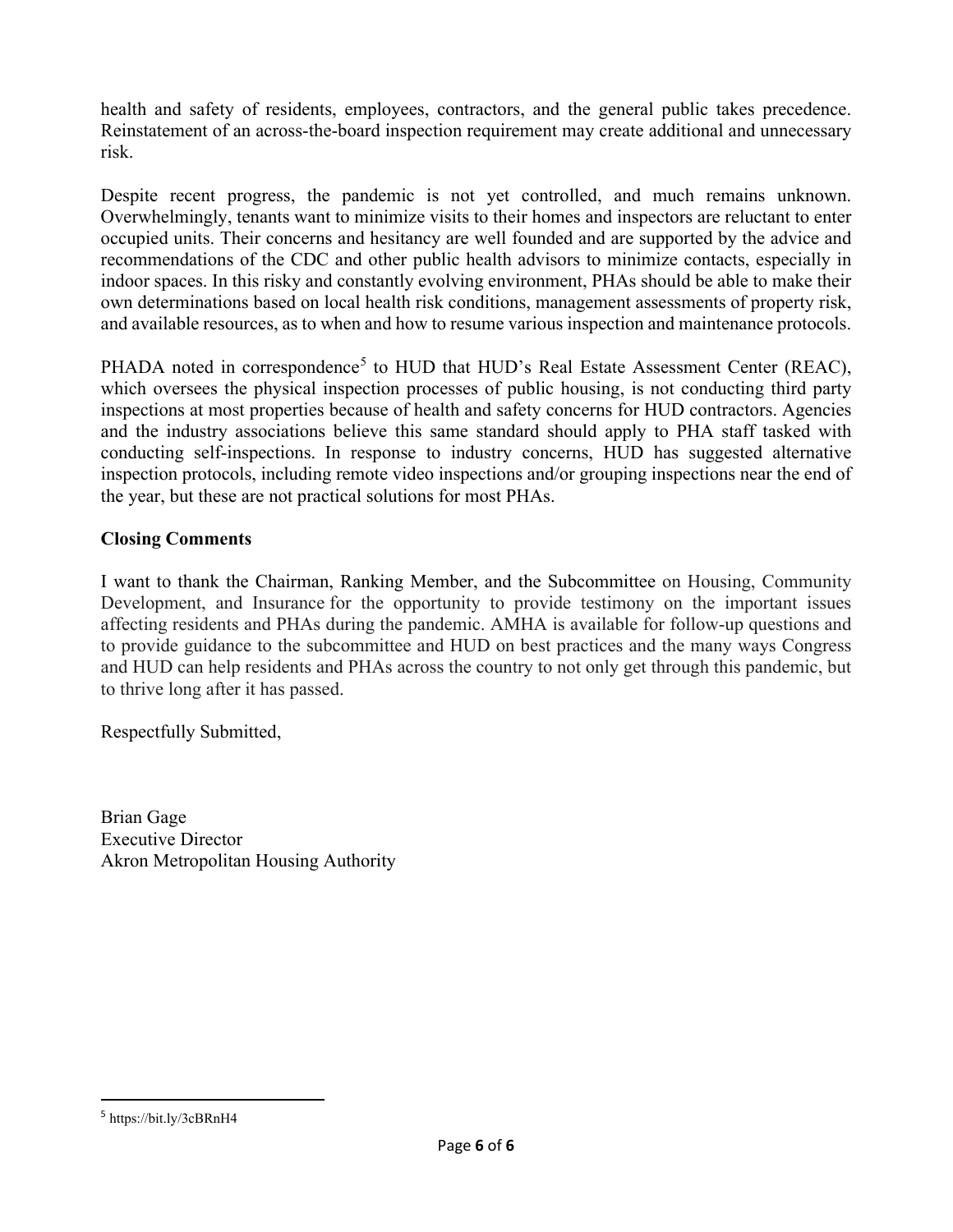health and safety of residents, employees, contractors, and the general public takes precedence. Reinstatement of an across-the-board inspection requirement may create additional and unnecessary risk.

Despite recent progress, the pandemic is not yet controlled, and much remains unknown. Overwhelmingly, tenants want to minimize visits to their homes and inspectors are reluctant to enter occupied units. Their concerns and hesitancy are well founded and are supported by the advice and recommendations of the CDC and other public health advisors to minimize contacts, especially in indoor spaces. In this risky and constantly evolving environment, PHAs should be able to make their own determinations based on local health risk conditions, management assessments of property risk, and available resources, as to when and how to resume various inspection and maintenance protocols.

PHADA noted in correspondence[5] to HUD that HUD's Real Estate Assessment Center (REAC), which oversees the physical inspection processes of public housing, is not conducting third party inspections at most properties because of health and safety concerns for HUD contractors. Agencies and the industry associations believe this same standard should apply to PHA staff tasked with conducting self-inspections. In response to industry concerns, HUD has suggested alternative inspection protocols, including remote video inspections and/or grouping inspections near the end of the year, but these are not practical solutions for most PHAs.

**Closing Comments**

I want to thank the Chairman, Ranking Member, and the Subcommittee on Housing, Community Development, and Insurance for the opportunity to provide testimony on the important issues affecting residents and PHAs during the pandemic. AMHA is available for follow-up questions and to provide guidance to the subcommittee and HUD on best practices and the many ways Congress and HUD can help residents and PHAs across the country to not only get through this pandemic, but to thrive long after it has passed.

Respectfully Submitted,

Brian Gage
Executive Director
Akron Metropolitan Housing Authority

---

[5] https://bit.ly/3cBRnH4